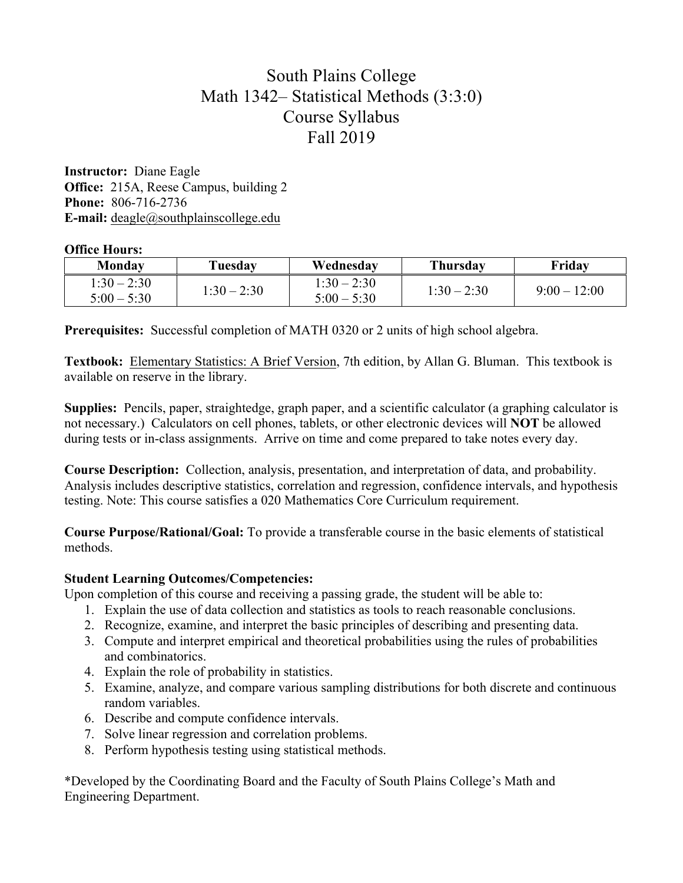# South Plains College
# Math 1342– Statistical Methods (3:3:0)
# Course Syllabus
# Fall 2019

**Instructor:** Diane Eagle
**Office:** 215A, Reese Campus, building 2
**Phone:** 806-716-2736
**E-mail:** deagle@southplainscollege.edu

**Office Hours:**

| Monday | Tuesday | Wednesday | Thursday | Friday |
|---|---|---|---|---|
| 1:30 – 2:30<br>5:00 – 5:30 | 1:30 – 2:30 | 1:30 – 2:30<br>5:00 – 5:30 | 1:30 – 2:30 | 9:00 – 12:00 |

**Prerequisites:** Successful completion of MATH 0320 or 2 units of high school algebra.

**Textbook:** Elementary Statistics: A Brief Version, 7th edition, by Allan G. Bluman. This textbook is available on reserve in the library.

**Supplies:** Pencils, paper, straightedge, graph paper, and a scientific calculator (a graphing calculator is not necessary.) Calculators on cell phones, tablets, or other electronic devices will **NOT** be allowed during tests or in-class assignments. Arrive on time and come prepared to take notes every day.

**Course Description:** Collection, analysis, presentation, and interpretation of data, and probability. Analysis includes descriptive statistics, correlation and regression, confidence intervals, and hypothesis testing. Note: This course satisfies a 020 Mathematics Core Curriculum requirement.

**Course Purpose/Rational/Goal:** To provide a transferable course in the basic elements of statistical methods.

**Student Learning Outcomes/Competencies:**
Upon completion of this course and receiving a passing grade, the student will be able to:

1. Explain the use of data collection and statistics as tools to reach reasonable conclusions.
2. Recognize, examine, and interpret the basic principles of describing and presenting data.
3. Compute and interpret empirical and theoretical probabilities using the rules of probabilities and combinatorics.
4. Explain the role of probability in statistics.
5. Examine, analyze, and compare various sampling distributions for both discrete and continuous random variables.
6. Describe and compute confidence intervals.
7. Solve linear regression and correlation problems.
8. Perform hypothesis testing using statistical methods.

*Developed by the Coordinating Board and the Faculty of South Plains College's Math and Engineering Department.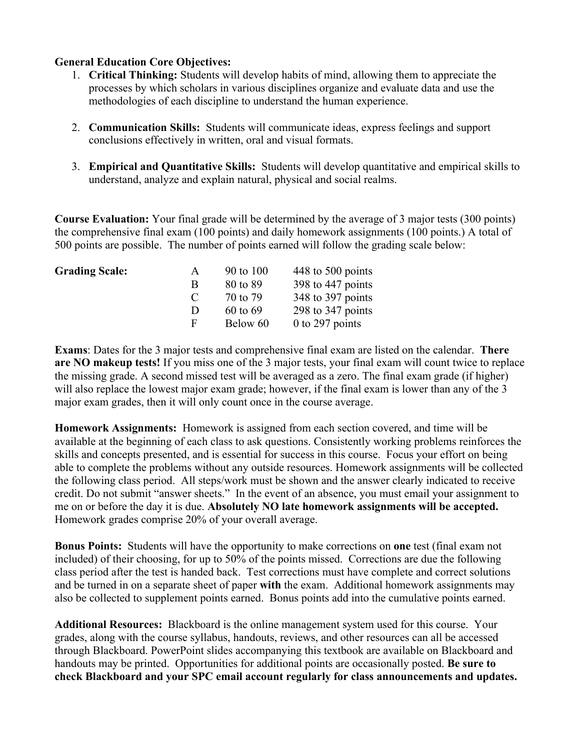**General Education Core Objectives:**

1. **Critical Thinking:** Students will develop habits of mind, allowing them to appreciate the processes by which scholars in various disciplines organize and evaluate data and use the methodologies of each discipline to understand the human experience.

2. **Communication Skills:** Students will communicate ideas, express feelings and support conclusions effectively in written, oral and visual formats.

3. **Empirical and Quantitative Skills:** Students will develop quantitative and empirical skills to understand, analyze and explain natural, physical and social realms.

**Course Evaluation:** Your final grade will be determined by the average of 3 major tests (300 points) the comprehensive final exam (100 points) and daily homework assignments (100 points.) A total of 500 points are possible. The number of points earned will follow the grading scale below:

| **Grading Scale:** | | | |
|---|---|---|---|
| | A | 90 to 100 | 448 to 500 points |
| | B | 80 to 89 | 398 to 447 points |
| | C | 70 to 79 | 348 to 397 points |
| | D | 60 to 69 | 298 to 347 points |
| | F | Below 60 | 0 to 297 points |

**Exams**: Dates for the 3 major tests and comprehensive final exam are listed on the calendar. **There are NO makeup tests!** If you miss one of the 3 major tests, your final exam will count twice to replace the missing grade. A second missed test will be averaged as a zero. The final exam grade (if higher) will also replace the lowest major exam grade; however, if the final exam is lower than any of the 3 major exam grades, then it will only count once in the course average.

**Homework Assignments:** Homework is assigned from each section covered, and time will be available at the beginning of each class to ask questions. Consistently working problems reinforces the skills and concepts presented, and is essential for success in this course. Focus your effort on being able to complete the problems without any outside resources. Homework assignments will be collected the following class period. All steps/work must be shown and the answer clearly indicated to receive credit. Do not submit "answer sheets." In the event of an absence, you must email your assignment to me on or before the day it is due. **Absolutely NO late homework assignments will be accepted.** Homework grades comprise 20% of your overall average.

**Bonus Points:** Students will have the opportunity to make corrections on **one** test (final exam not included) of their choosing, for up to 50% of the points missed. Corrections are due the following class period after the test is handed back. Test corrections must have complete and correct solutions and be turned in on a separate sheet of paper **with** the exam. Additional homework assignments may also be collected to supplement points earned. Bonus points add into the cumulative points earned.

**Additional Resources:** Blackboard is the online management system used for this course. Your grades, along with the course syllabus, handouts, reviews, and other resources can all be accessed through Blackboard. PowerPoint slides accompanying this textbook are available on Blackboard and handouts may be printed. Opportunities for additional points are occasionally posted. **Be sure to check Blackboard and your SPC email account regularly for class announcements and updates.**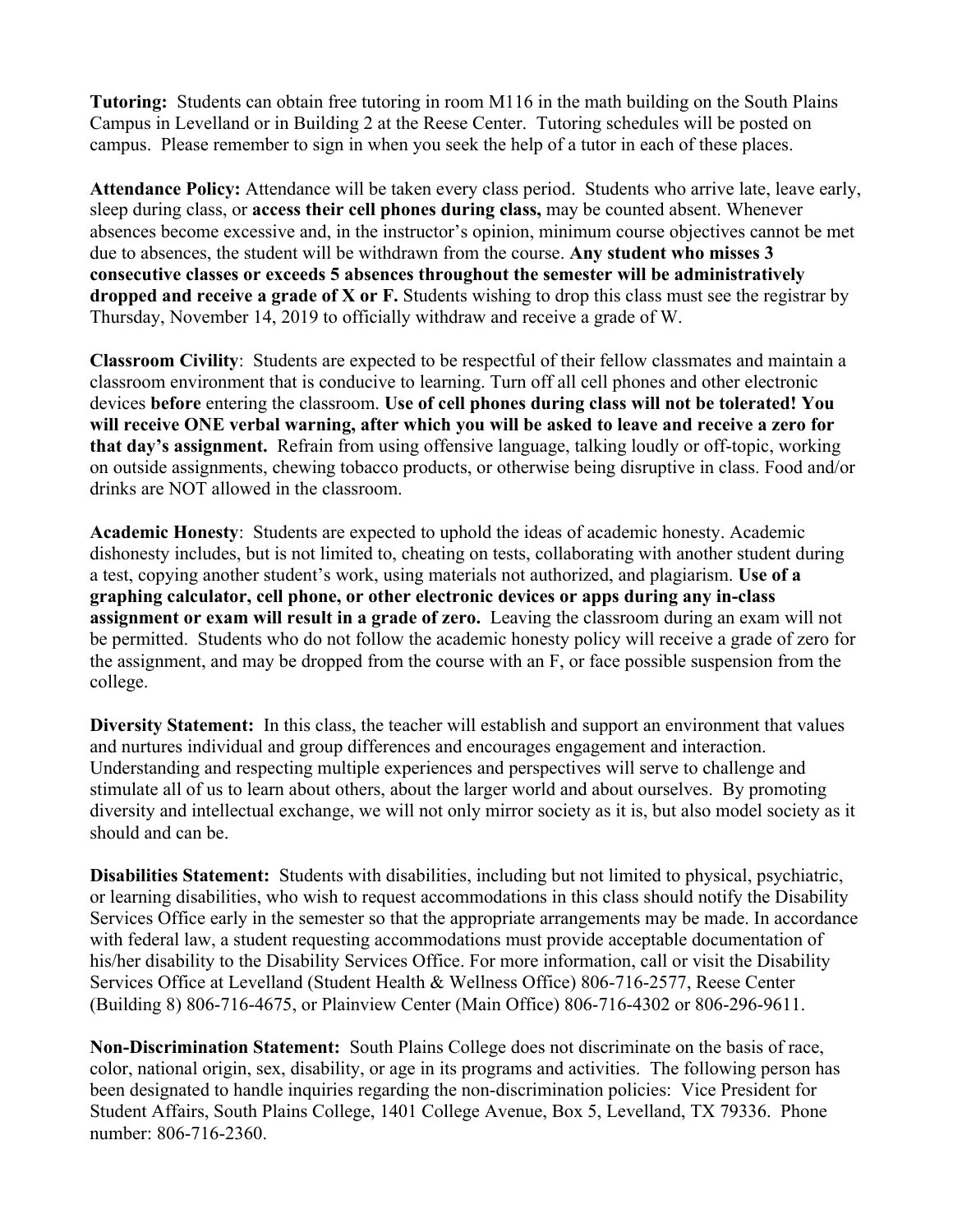**Tutoring:** Students can obtain free tutoring in room M116 in the math building on the South Plains Campus in Levelland or in Building 2 at the Reese Center. Tutoring schedules will be posted on campus. Please remember to sign in when you seek the help of a tutor in each of these places.

**Attendance Policy:** Attendance will be taken every class period. Students who arrive late, leave early, sleep during class, or **access their cell phones during class,** may be counted absent. Whenever absences become excessive and, in the instructor's opinion, minimum course objectives cannot be met due to absences, the student will be withdrawn from the course. **Any student who misses 3 consecutive classes or exceeds 5 absences throughout the semester will be administratively dropped and receive a grade of X or F.** Students wishing to drop this class must see the registrar by Thursday, November 14, 2019 to officially withdraw and receive a grade of W.

**Classroom Civility**: Students are expected to be respectful of their fellow classmates and maintain a classroom environment that is conducive to learning. Turn off all cell phones and other electronic devices **before** entering the classroom. **Use of cell phones during class will not be tolerated! You will receive ONE verbal warning, after which you will be asked to leave and receive a zero for that day's assignment.** Refrain from using offensive language, talking loudly or off-topic, working on outside assignments, chewing tobacco products, or otherwise being disruptive in class. Food and/or drinks are NOT allowed in the classroom.

**Academic Honesty**: Students are expected to uphold the ideas of academic honesty. Academic dishonesty includes, but is not limited to, cheating on tests, collaborating with another student during a test, copying another student's work, using materials not authorized, and plagiarism. **Use of a graphing calculator, cell phone, or other electronic devices or apps during any in-class assignment or exam will result in a grade of zero.** Leaving the classroom during an exam will not be permitted. Students who do not follow the academic honesty policy will receive a grade of zero for the assignment, and may be dropped from the course with an F, or face possible suspension from the college.

**Diversity Statement:** In this class, the teacher will establish and support an environment that values and nurtures individual and group differences and encourages engagement and interaction. Understanding and respecting multiple experiences and perspectives will serve to challenge and stimulate all of us to learn about others, about the larger world and about ourselves. By promoting diversity and intellectual exchange, we will not only mirror society as it is, but also model society as it should and can be.

**Disabilities Statement:** Students with disabilities, including but not limited to physical, psychiatric, or learning disabilities, who wish to request accommodations in this class should notify the Disability Services Office early in the semester so that the appropriate arrangements may be made. In accordance with federal law, a student requesting accommodations must provide acceptable documentation of his/her disability to the Disability Services Office. For more information, call or visit the Disability Services Office at Levelland (Student Health & Wellness Office) 806-716-2577, Reese Center (Building 8) 806-716-4675, or Plainview Center (Main Office) 806-716-4302 or 806-296-9611.

**Non-Discrimination Statement:** South Plains College does not discriminate on the basis of race, color, national origin, sex, disability, or age in its programs and activities. The following person has been designated to handle inquiries regarding the non-discrimination policies: Vice President for Student Affairs, South Plains College, 1401 College Avenue, Box 5, Levelland, TX 79336. Phone number: 806-716-2360.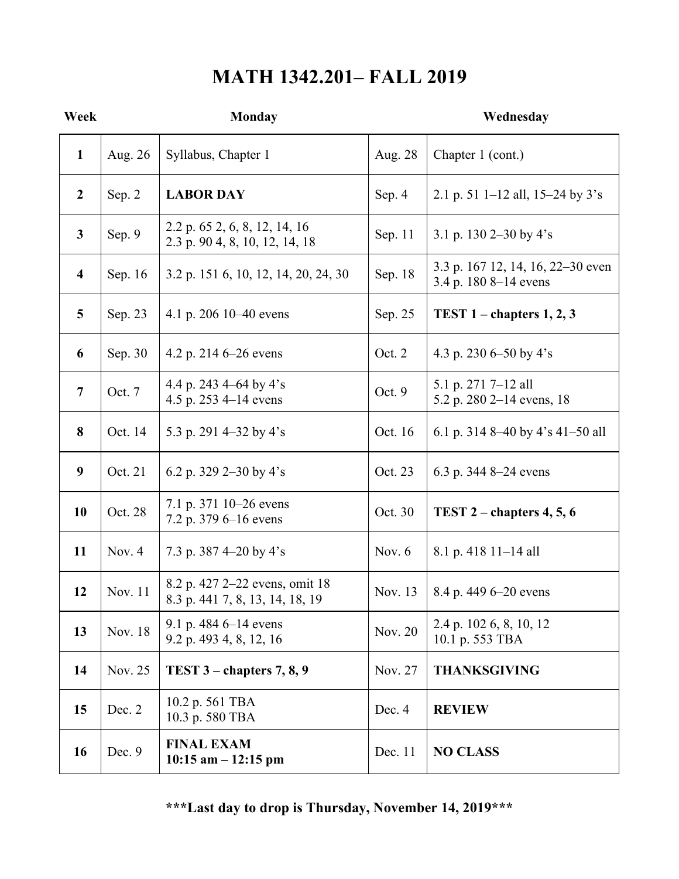# MATH 1342.201– FALL 2019

| Week | | Monday | | Wednesday |
|---|---|---|---|---|
| **1** | Aug. 26 | Syllabus, Chapter 1 | Aug. 28 | Chapter 1 (cont.) |
| **2** | Sep. 2 | **LABOR DAY** | Sep. 4 | 2.1 p. 51 1–12 all, 15–24 by 3's |
| **3** | Sep. 9 | 2.2 p. 65 2, 6, 8, 12, 14, 16<br>2.3 p. 90 4, 8, 10, 12, 14, 18 | Sep. 11 | 3.1 p. 130 2–30 by 4's |
| **4** | Sep. 16 | 3.2 p. 151 6, 10, 12, 14, 20, 24, 30 | Sep. 18 | 3.3 p. 167 12, 14, 16, 22–30 even<br>3.4 p. 180 8–14 evens |
| **5** | Sep. 23 | 4.1 p. 206 10–40 evens | Sep. 25 | **TEST 1 – chapters 1, 2, 3** |
| **6** | Sep. 30 | 4.2 p. 214 6–26 evens | Oct. 2 | 4.3 p. 230 6–50 by 4's |
| **7** | Oct. 7 | 4.4 p. 243 4–64 by 4's<br>4.5 p. 253 4–14 evens | Oct. 9 | 5.1 p. 271 7–12 all<br>5.2 p. 280 2–14 evens, 18 |
| **8** | Oct. 14 | 5.3 p. 291 4–32 by 4's | Oct. 16 | 6.1 p. 314 8–40 by 4's 41–50 all |
| **9** | Oct. 21 | 6.2 p. 329 2–30 by 4's | Oct. 23 | 6.3 p. 344 8–24 evens |
| **10** | Oct. 28 | 7.1 p. 371 10–26 evens<br>7.2 p. 379 6–16 evens | Oct. 30 | **TEST 2 – chapters 4, 5, 6** |
| **11** | Nov. 4 | 7.3 p. 387 4–20 by 4's | Nov. 6 | 8.1 p. 418 11–14 all |
| **12** | Nov. 11 | 8.2 p. 427 2–22 evens, omit 18<br>8.3 p. 441 7, 8, 13, 14, 18, 19 | Nov. 13 | 8.4 p. 449 6–20 evens |
| **13** | Nov. 18 | 9.1 p. 484 6–14 evens<br>9.2 p. 493 4, 8, 12, 16 | Nov. 20 | 2.4 p. 102 6, 8, 10, 12<br>10.1 p. 553 TBA |
| **14** | Nov. 25 | **TEST 3 – chapters 7, 8, 9** | Nov. 27 | **THANKSGIVING** |
| **15** | Dec. 2 | 10.2 p. 561 TBA<br>10.3 p. 580 TBA | Dec. 4 | **REVIEW** |
| **16** | Dec. 9 | **FINAL EXAM**<br>**10:15 am – 12:15 pm** | Dec. 11 | **NO CLASS** |

**\*\*\*Last day to drop is Thursday, November 14, 2019\*\*\***